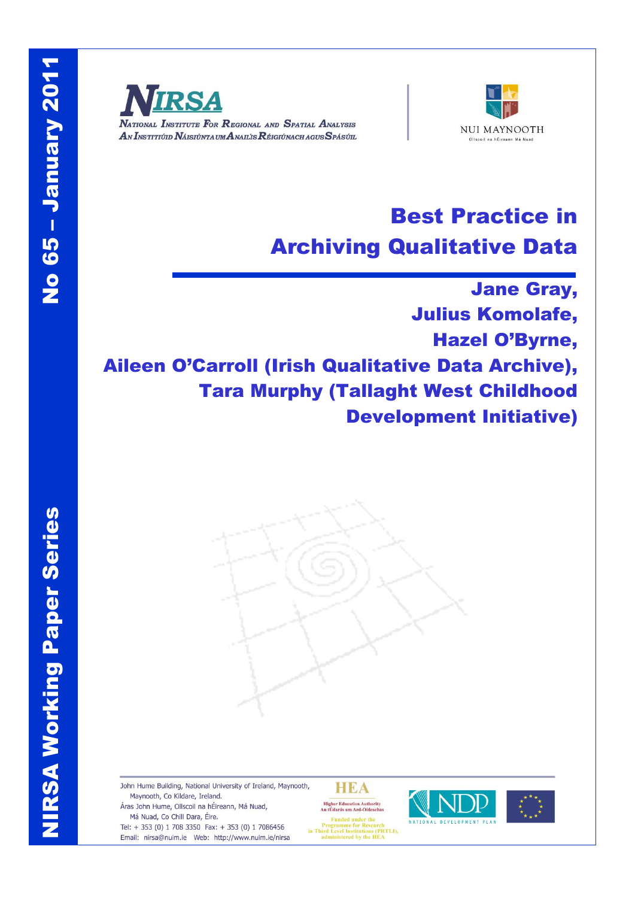NIRSA Working Paper Series

No 65 – January 2011

**NIRSA**
NATIONAL INSTITUTE FOR REGIONAL AND SPATIAL ANALYSIS
AN INSTITIÚID NÁISIÚNTA UM ANAILÍS RÉIGIÚNACH AGUS SPÁSÚIL

NUI MAYNOOTH
Ollscoil na hÉireann Má Nuad

# Best Practice in Archiving Qualitative Data

**Jane Gray,**
**Julius Komolafe,**
**Hazel O'Byrne,**
**Aileen O'Carroll (Irish Qualitative Data Archive),**
**Tara Murphy (Tallaght West Childhood Development Initiative)**

John Hume Building, National University of Ireland, Maynooth,
Maynooth, Co Kildare, Ireland.
Áras John Hume, Ollscoil na hÉireann, Má Nuad,
Má Nuad, Co Chill Dara, Éire.
Tel: + 353 (0) 1 708 3350 Fax: + 353 (0) 1 7086456
Email: nirsa@nuim.ie Web: http://www.nuim.ie/nirsa

HEA
Higher Education Authority
An tÚdarás um Ard-Oideachas
Funded under the Programme for Research in Third Level Institutions (PRTLI), administered by the HEA

NDP
NATIONAL DEVELOPMENT PLAN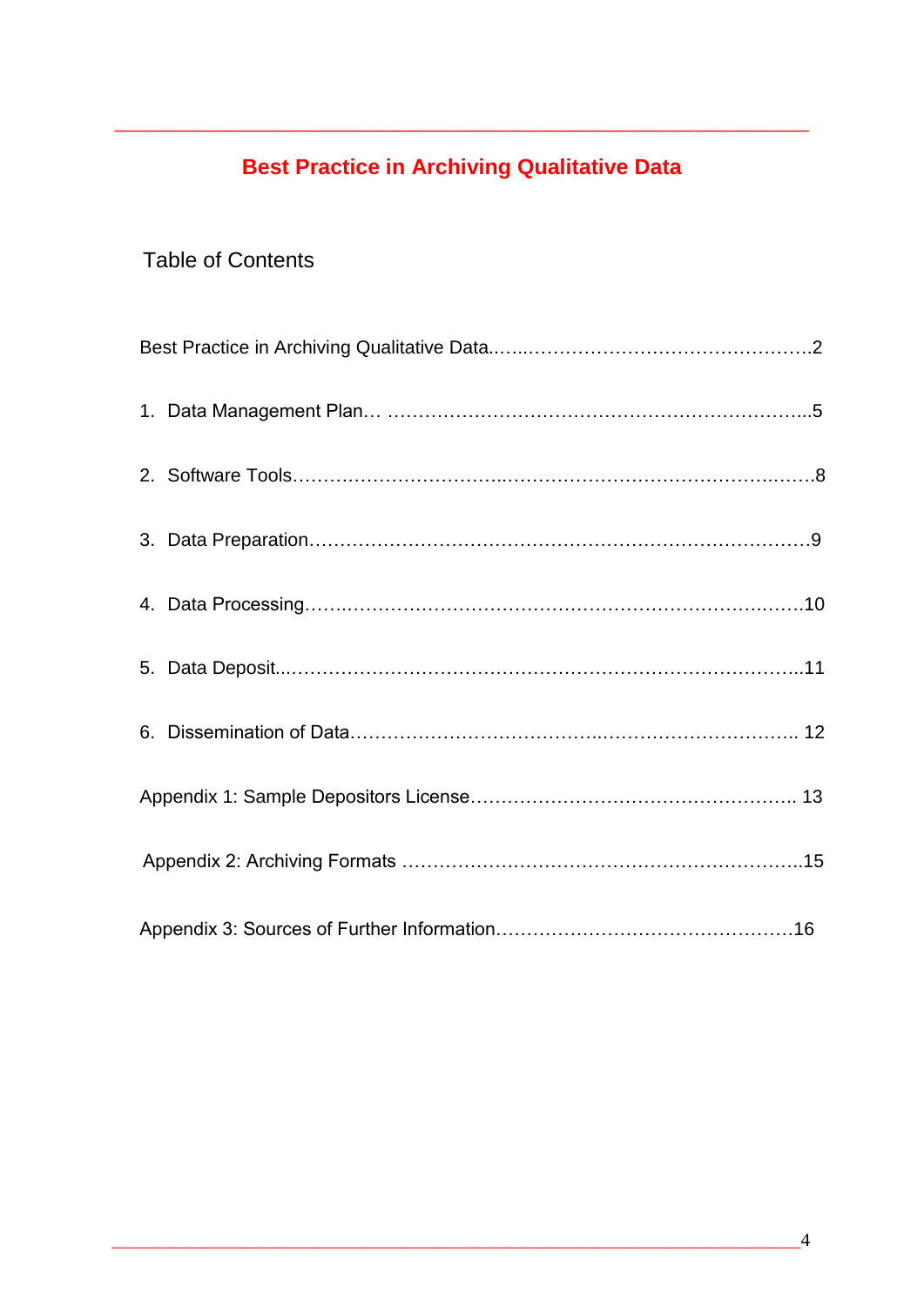# Best Practice in Archiving Qualitative Data

## Table of Contents

Best Practice in Archiving Qualitative Data……..…………………………………………2

1. Data Management Plan… …………………………………………………………...5
2. Software Tools……………………………..…………………………………….……8
3. Data Preparation…………………………………………………………………….9
4. Data Processing……..……………………………………………………….…….10
5. Data Deposit..……………………………………………………………………..11
6. Dissemination of Data………………………………..………………………….. 12

Appendix 1: Sample Depositors License…………………………………………….. 13

Appendix 2: Archiving Formats ………………………………………………………..15

Appendix 3: Sources of Further Information…………………………………………16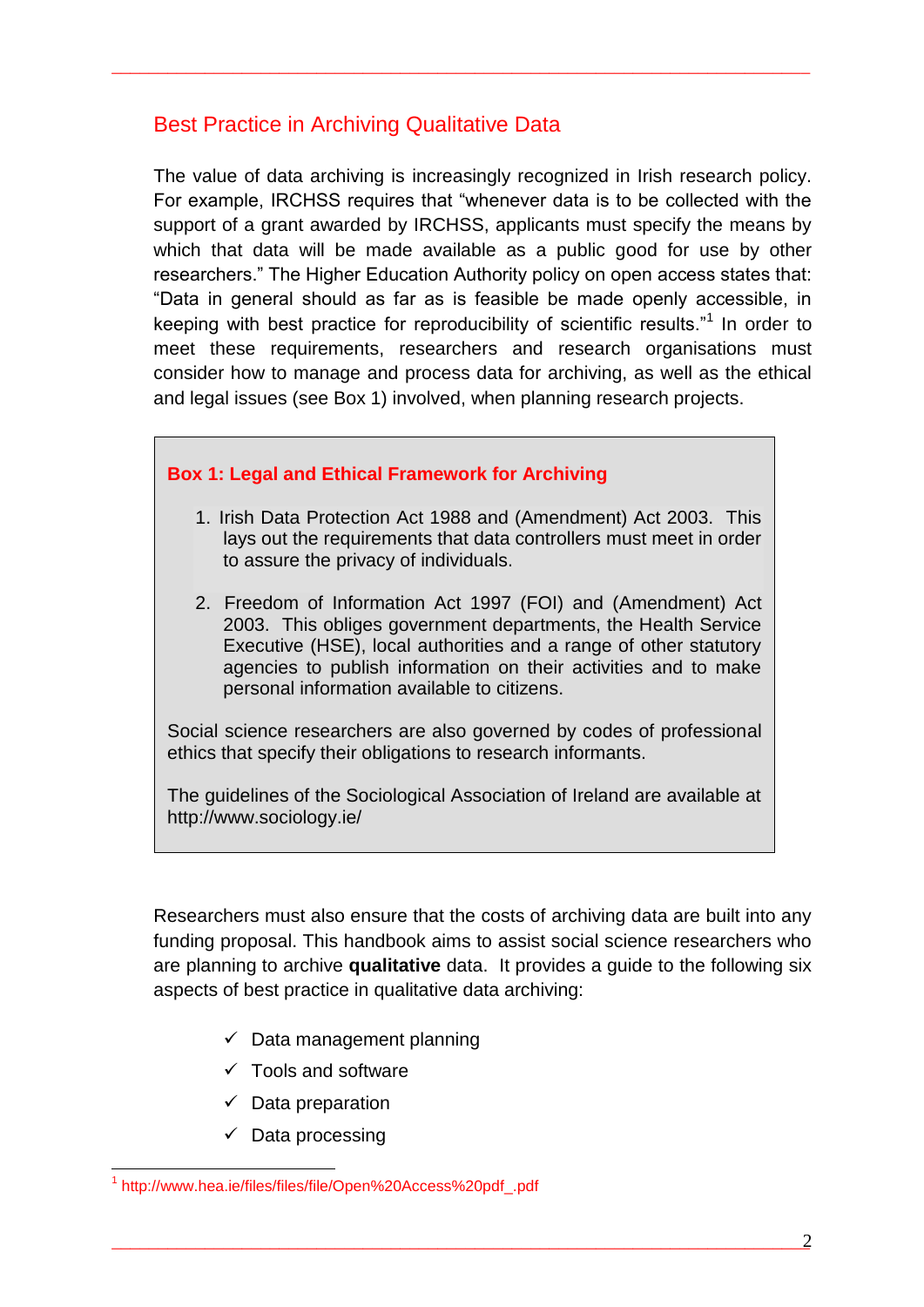## Best Practice in Archiving Qualitative Data

The value of data archiving is increasingly recognized in Irish research policy. For example, IRCHSS requires that "whenever data is to be collected with the support of a grant awarded by IRCHSS, applicants must specify the means by which that data will be made available as a public good for use by other researchers." The Higher Education Authority policy on open access states that: "Data in general should as far as is feasible be made openly accessible, in keeping with best practice for reproducibility of scientific results."[1] In order to meet these requirements, researchers and research organisations must consider how to manage and process data for archiving, as well as the ethical and legal issues (see Box 1) involved, when planning research projects.

> **Box 1: Legal and Ethical Framework for Archiving**
>
> 1. Irish Data Protection Act 1988 and (Amendment) Act 2003. This lays out the requirements that data controllers must meet in order to assure the privacy of individuals.
>
> 2. Freedom of Information Act 1997 (FOI) and (Amendment) Act 2003. This obliges government departments, the Health Service Executive (HSE), local authorities and a range of other statutory agencies to publish information on their activities and to make personal information available to citizens.
>
> Social science researchers are also governed by codes of professional ethics that specify their obligations to research informants.
>
> The guidelines of the Sociological Association of Ireland are available at http://www.sociology.ie/

Researchers must also ensure that the costs of archiving data are built into any funding proposal. This handbook aims to assist social science researchers who are planning to archive **qualitative** data. It provides a guide to the following six aspects of best practice in qualitative data archiving:

- ✓ Data management planning
- ✓ Tools and software
- ✓ Data preparation
- ✓ Data processing

[1] http://www.hea.ie/files/files/file/Open%20Access%20pdf_.pdf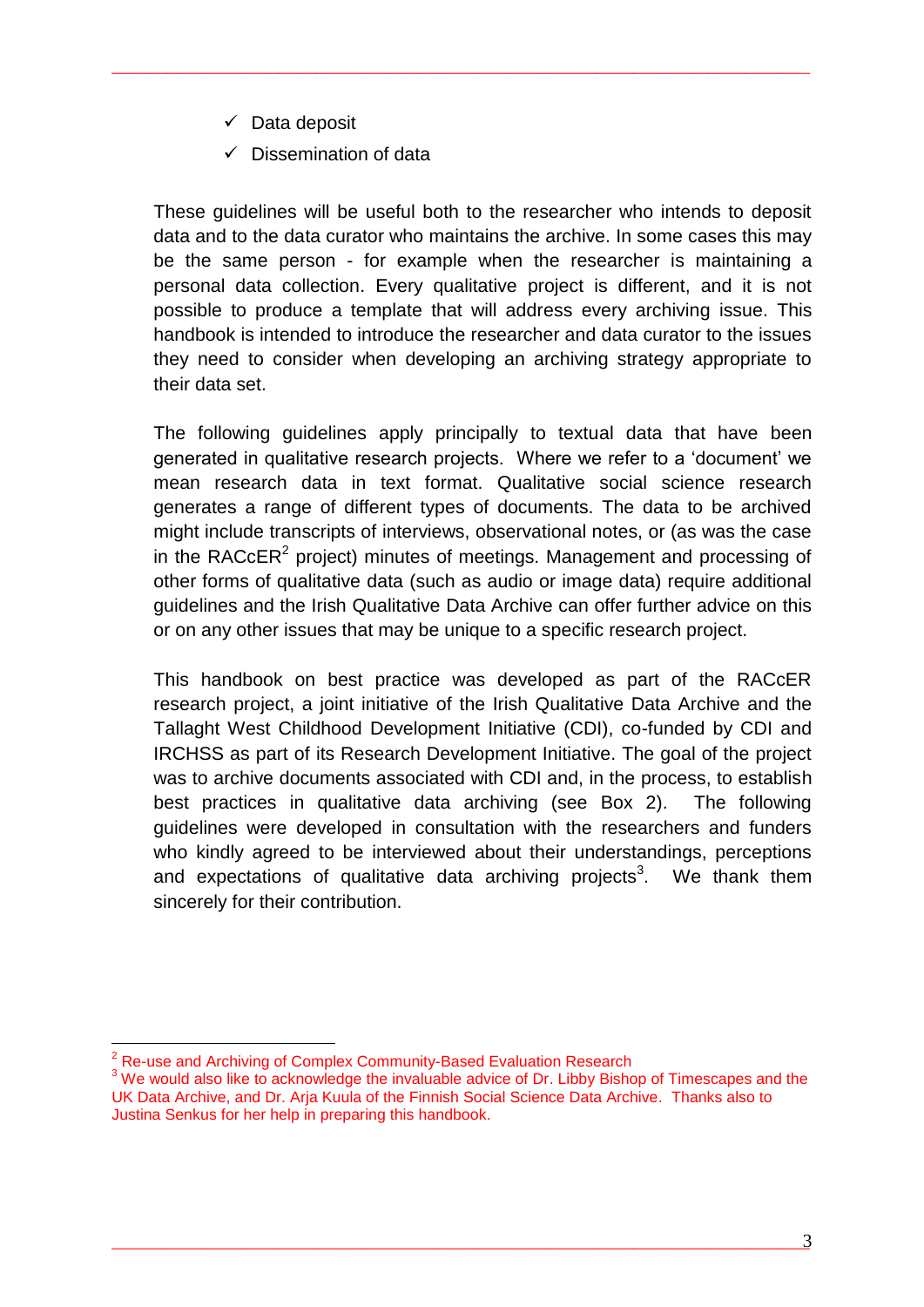- ✓ Data deposit
- ✓ Dissemination of data

These guidelines will be useful both to the researcher who intends to deposit data and to the data curator who maintains the archive. In some cases this may be the same person - for example when the researcher is maintaining a personal data collection. Every qualitative project is different, and it is not possible to produce a template that will address every archiving issue. This handbook is intended to introduce the researcher and data curator to the issues they need to consider when developing an archiving strategy appropriate to their data set.

The following guidelines apply principally to textual data that have been generated in qualitative research projects. Where we refer to a 'document' we mean research data in text format. Qualitative social science research generates a range of different types of documents. The data to be archived might include transcripts of interviews, observational notes, or (as was the case in the RACcER[2] project) minutes of meetings. Management and processing of other forms of qualitative data (such as audio or image data) require additional guidelines and the Irish Qualitative Data Archive can offer further advice on this or on any other issues that may be unique to a specific research project.

This handbook on best practice was developed as part of the RACcER research project, a joint initiative of the Irish Qualitative Data Archive and the Tallaght West Childhood Development Initiative (CDI), co-funded by CDI and IRCHSS as part of its Research Development Initiative. The goal of the project was to archive documents associated with CDI and, in the process, to establish best practices in qualitative data archiving (see Box 2). The following guidelines were developed in consultation with the researchers and funders who kindly agreed to be interviewed about their understandings, perceptions and expectations of qualitative data archiving projects[3]. We thank them sincerely for their contribution.

---

[2] Re-use and Archiving of Complex Community-Based Evaluation Research

[3] We would also like to acknowledge the invaluable advice of Dr. Libby Bishop of Timescapes and the UK Data Archive, and Dr. Arja Kuula of the Finnish Social Science Data Archive. Thanks also to Justina Senkus for her help in preparing this handbook.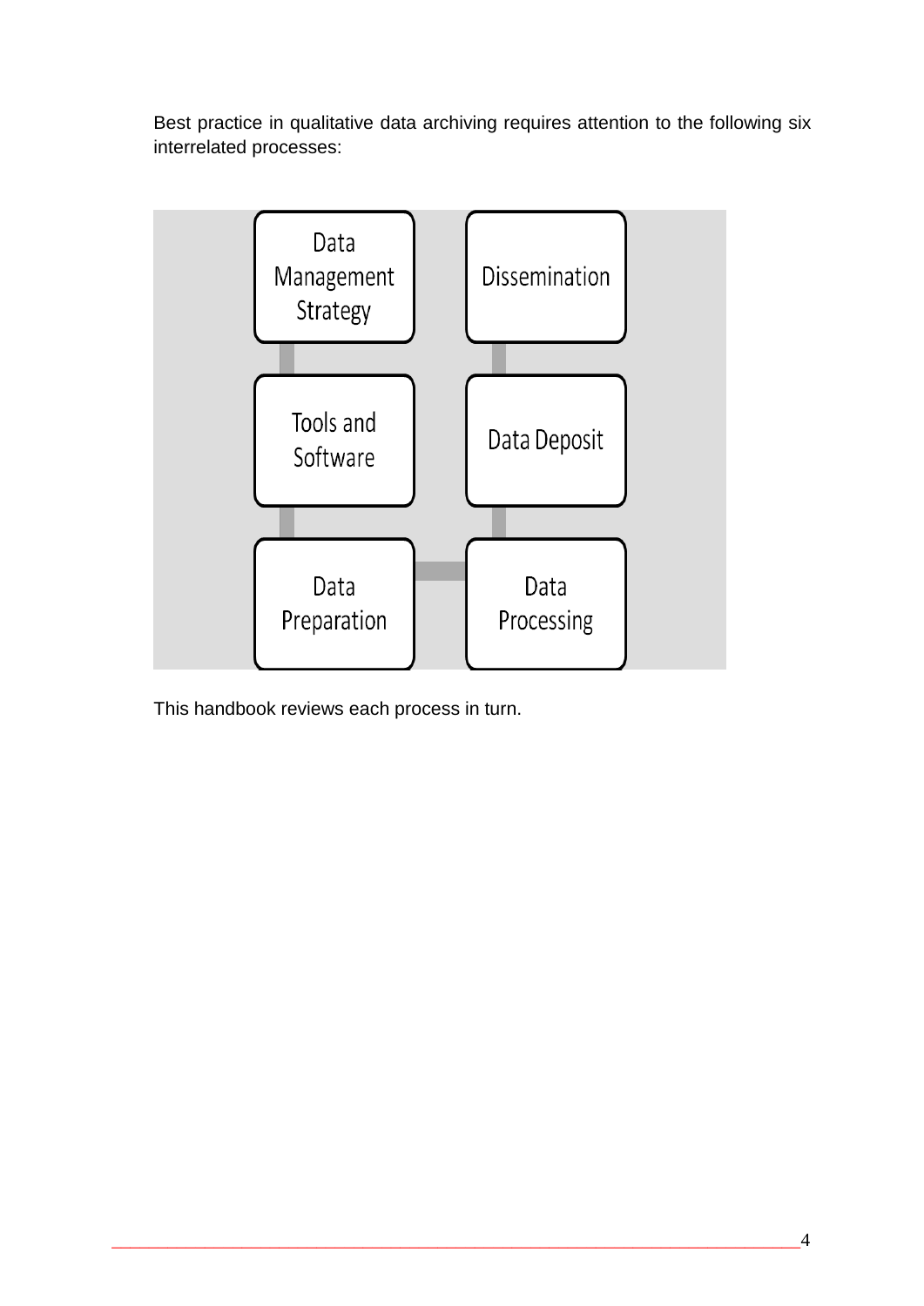Best practice in qualitative data archiving requires attention to the following six interrelated processes:

Data Management Strategy

Dissemination

Tools and Software

Data Deposit

Data Preparation

Data Processing

This handbook reviews each process in turn.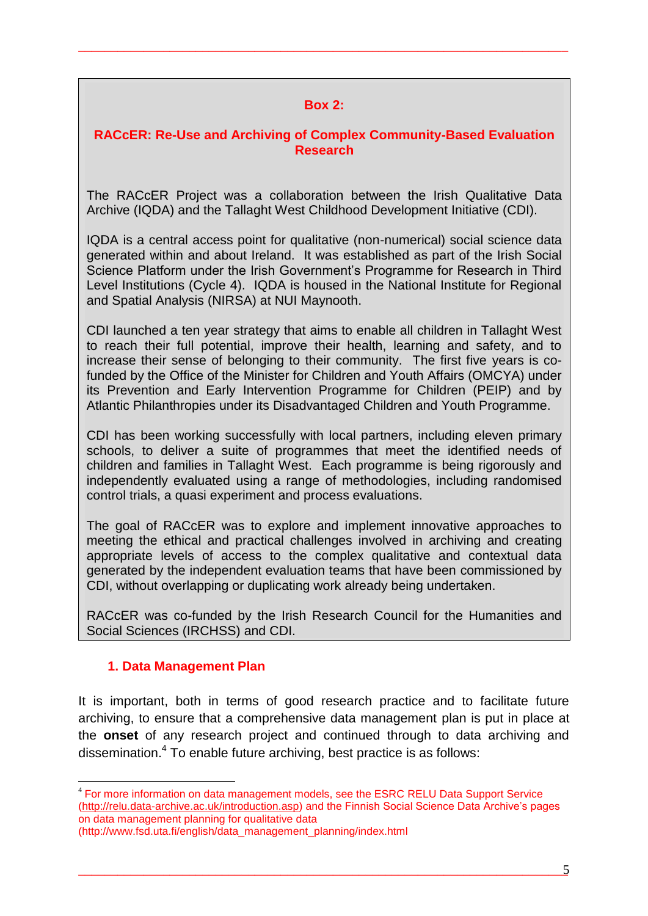**Box 2:**

**RACcER: Re-Use and Archiving of Complex Community-Based Evaluation Research**

The RACcER Project was a collaboration between the Irish Qualitative Data Archive (IQDA) and the Tallaght West Childhood Development Initiative (CDI).

IQDA is a central access point for qualitative (non-numerical) social science data generated within and about Ireland. It was established as part of the Irish Social Science Platform under the Irish Government's Programme for Research in Third Level Institutions (Cycle 4). IQDA is housed in the National Institute for Regional and Spatial Analysis (NIRSA) at NUI Maynooth.

CDI launched a ten year strategy that aims to enable all children in Tallaght West to reach their full potential, improve their health, learning and safety, and to increase their sense of belonging to their community. The first five years is co-funded by the Office of the Minister for Children and Youth Affairs (OMCYA) under its Prevention and Early Intervention Programme for Children (PEIP) and by Atlantic Philanthropies under its Disadvantaged Children and Youth Programme.

CDI has been working successfully with local partners, including eleven primary schools, to deliver a suite of programmes that meet the identified needs of children and families in Tallaght West. Each programme is being rigorously and independently evaluated using a range of methodologies, including randomised control trials, a quasi experiment and process evaluations.

The goal of RACcER was to explore and implement innovative approaches to meeting the ethical and practical challenges involved in archiving and creating appropriate levels of access to the complex qualitative and contextual data generated by the independent evaluation teams that have been commissioned by CDI, without overlapping or duplicating work already being undertaken.

RACcER was co-funded by the Irish Research Council for the Humanities and Social Sciences (IRCHSS) and CDI.

## 1. Data Management Plan

It is important, both in terms of good research practice and to facilitate future archiving, to ensure that a comprehensive data management plan is put in place at the **onset** of any research project and continued through to data archiving and dissemination.[4] To enable future archiving, best practice is as follows:

[4] For more information on data management models, see the ESRC RELU Data Support Service (http://relu.data-archive.ac.uk/introduction.asp) and the Finnish Social Science Data Archive's pages on data management planning for qualitative data (http://www.fsd.uta.fi/english/data_management_planning/index.html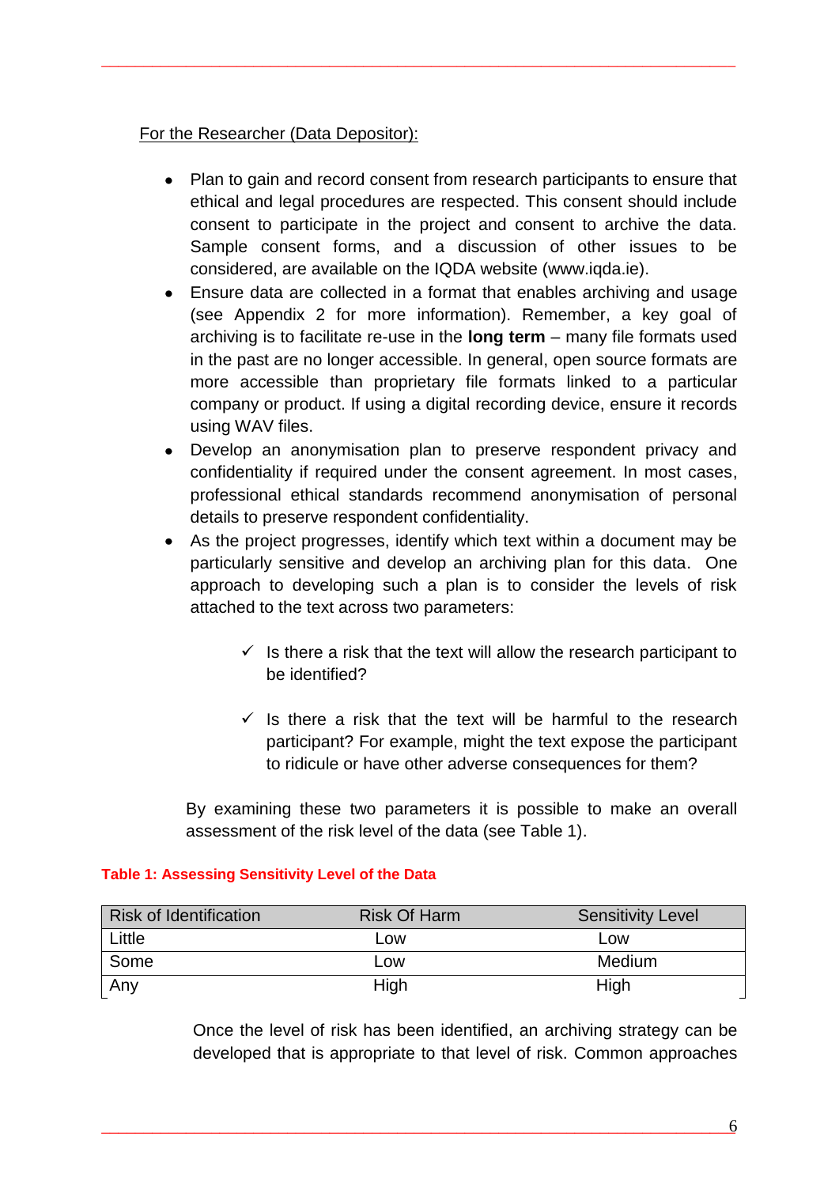<u>For the Researcher (Data Depositor):</u>

- Plan to gain and record consent from research participants to ensure that ethical and legal procedures are respected. This consent should include consent to participate in the project and consent to archive the data. Sample consent forms, and a discussion of other issues to be considered, are available on the IQDA website (www.iqda.ie).
- Ensure data are collected in a format that enables archiving and usage (see Appendix 2 for more information). Remember, a key goal of archiving is to facilitate re-use in the **long term** – many file formats used in the past are no longer accessible. In general, open source formats are more accessible than proprietary file formats linked to a particular company or product. If using a digital recording device, ensure it records using WAV files.
- Develop an anonymisation plan to preserve respondent privacy and confidentiality if required under the consent agreement. In most cases, professional ethical standards recommend anonymisation of personal details to preserve respondent confidentiality.
- As the project progresses, identify which text within a document may be particularly sensitive and develop an archiving plan for this data. One approach to developing such a plan is to consider the levels of risk attached to the text across two parameters:

  - ✓ Is there a risk that the text will allow the research participant to be identified?
  - ✓ Is there a risk that the text will be harmful to the research participant? For example, might the text expose the participant to ridicule or have other adverse consequences for them?

  By examining these two parameters it is possible to make an overall assessment of the risk level of the data (see Table 1).

**Table 1: Assessing Sensitivity Level of the Data**

| Risk of Identification | Risk Of Harm | Sensitivity Level |
|---|---|---|
| Little | Low | Low |
| Some | Low | Medium |
| Any | High | High |

Once the level of risk has been identified, an archiving strategy can be developed that is appropriate to that level of risk. Common approaches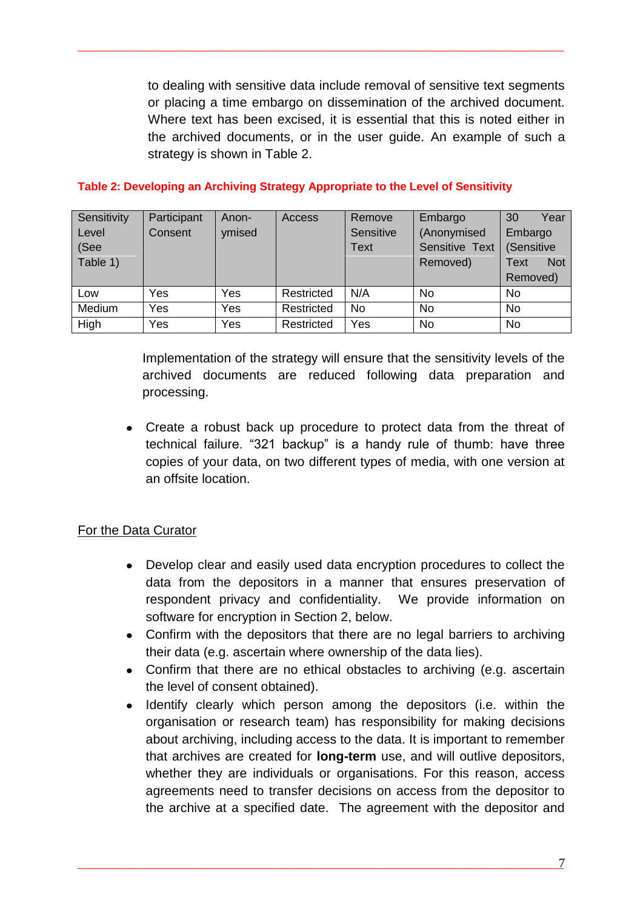to dealing with sensitive data include removal of sensitive text segments or placing a time embargo on dissemination of the archived document. Where text has been excised, it is essential that this is noted either in the archived documents, or in the user guide. An example of such a strategy is shown in Table 2.

**Table 2: Developing an Archiving Strategy Appropriate to the Level of Sensitivity**

| Sensitivity Level (See Table 1) | Participant Consent | Anon-ymised | Access | Remove Sensitive Text | Embargo (Anonymised Sensitive Text Removed) | 30 Year Embargo (Sensitive Text Not Removed) |
|---|---|---|---|---|---|---|
| Low | Yes | Yes | Restricted | N/A | No | No |
| Medium | Yes | Yes | Restricted | No | No | No |
| High | Yes | Yes | Restricted | Yes | No | No |

Implementation of the strategy will ensure that the sensitivity levels of the archived documents are reduced following data preparation and processing.

- Create a robust back up procedure to protect data from the threat of technical failure. "321 backup" is a handy rule of thumb: have three copies of your data, on two different types of media, with one version at an offsite location.

For the Data Curator

- Develop clear and easily used data encryption procedures to collect the data from the depositors in a manner that ensures preservation of respondent privacy and confidentiality. We provide information on software for encryption in Section 2, below.
- Confirm with the depositors that there are no legal barriers to archiving their data (e.g. ascertain where ownership of the data lies).
- Confirm that there are no ethical obstacles to archiving (e.g. ascertain the level of consent obtained).
- Identify clearly which person among the depositors (i.e. within the organisation or research team) has responsibility for making decisions about archiving, including access to the data. It is important to remember that archives are created for **long-term** use, and will outlive depositors, whether they are individuals or organisations. For this reason, access agreements need to transfer decisions on access from the depositor to the archive at a specified date. The agreement with the depositor and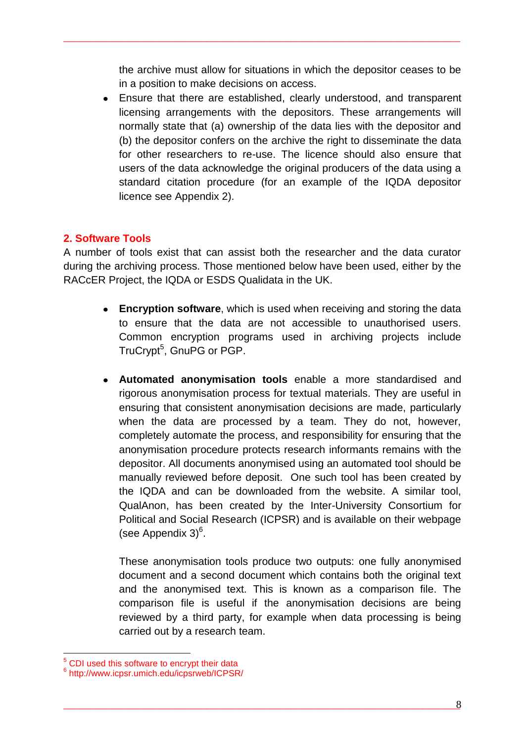the archive must allow for situations in which the depositor ceases to be in a position to make decisions on access.

- Ensure that there are established, clearly understood, and transparent licensing arrangements with the depositors. These arrangements will normally state that (a) ownership of the data lies with the depositor and (b) the depositor confers on the archive the right to disseminate the data for other researchers to re-use. The licence should also ensure that users of the data acknowledge the original producers of the data using a standard citation procedure (for an example of the IQDA depositor licence see Appendix 2).

## 2. Software Tools

A number of tools exist that can assist both the researcher and the data curator during the archiving process. Those mentioned below have been used, either by the RACcER Project, the IQDA or ESDS Qualidata in the UK.

- **Encryption software**, which is used when receiving and storing the data to ensure that the data are not accessible to unauthorised users. Common encryption programs used in archiving projects include TruCrypt[5], GnuPG or PGP.

- **Automated anonymisation tools** enable a more standardised and rigorous anonymisation process for textual materials. They are useful in ensuring that consistent anonymisation decisions are made, particularly when the data are processed by a team. They do not, however, completely automate the process, and responsibility for ensuring that the anonymisation procedure protects research informants remains with the depositor. All documents anonymised using an automated tool should be manually reviewed before deposit. One such tool has been created by the IQDA and can be downloaded from the website. A similar tool, QualAnon, has been created by the Inter-University Consortium for Political and Social Research (ICPSR) and is available on their webpage (see Appendix 3)[6].

  These anonymisation tools produce two outputs: one fully anonymised document and a second document which contains both the original text and the anonymised text. This is known as a comparison file. The comparison file is useful if the anonymisation decisions are being reviewed by a third party, for example when data processing is being carried out by a research team.

---

[5] CDI used this software to encrypt their data

[6] http://www.icpsr.umich.edu/icpsrweb/ICPSR/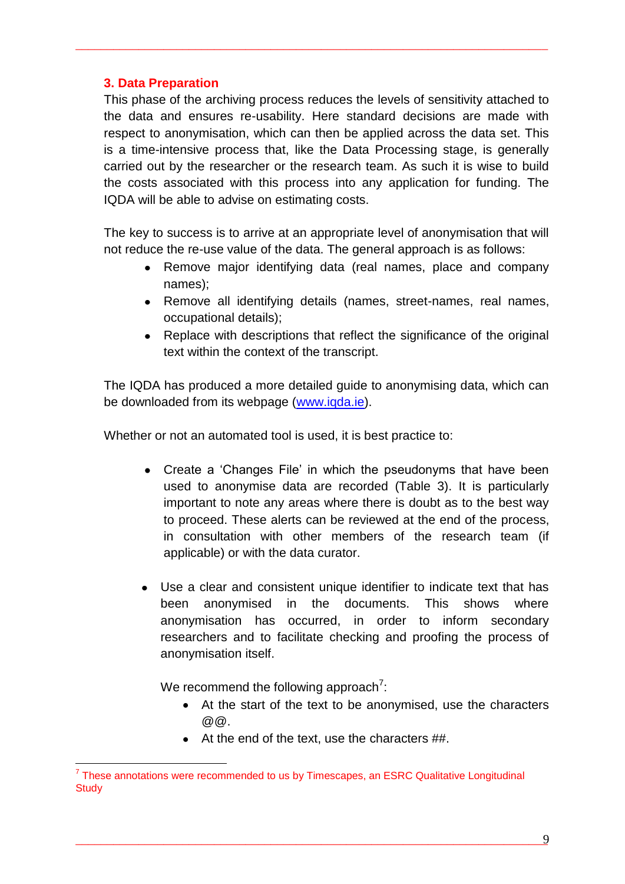## 3. Data Preparation

This phase of the archiving process reduces the levels of sensitivity attached to the data and ensures re-usability. Here standard decisions are made with respect to anonymisation, which can then be applied across the data set. This is a time-intensive process that, like the Data Processing stage, is generally carried out by the researcher or the research team. As such it is wise to build the costs associated with this process into any application for funding. The IQDA will be able to advise on estimating costs.

The key to success is to arrive at an appropriate level of anonymisation that will not reduce the re-use value of the data. The general approach is as follows:

- Remove major identifying data (real names, place and company names);
- Remove all identifying details (names, street-names, real names, occupational details);
- Replace with descriptions that reflect the significance of the original text within the context of the transcript.

The IQDA has produced a more detailed guide to anonymising data, which can be downloaded from its webpage ([www.iqda.ie](http://www.iqda.ie)).

Whether or not an automated tool is used, it is best practice to:

- Create a 'Changes File' in which the pseudonyms that have been used to anonymise data are recorded (Table 3). It is particularly important to note any areas where there is doubt as to the best way to proceed. These alerts can be reviewed at the end of the process, in consultation with other members of the research team (if applicable) or with the data curator.

- Use a clear and consistent unique identifier to indicate text that has been anonymised in the documents. This shows where anonymisation has occurred, in order to inform secondary researchers and to facilitate checking and proofing the process of anonymisation itself.

  We recommend the following approach[7]:

  - At the start of the text to be anonymised, use the characters @@.
  - At the end of the text, use the characters ##.

[7] These annotations were recommended to us by Timescapes, an ESRC Qualitative Longitudinal Study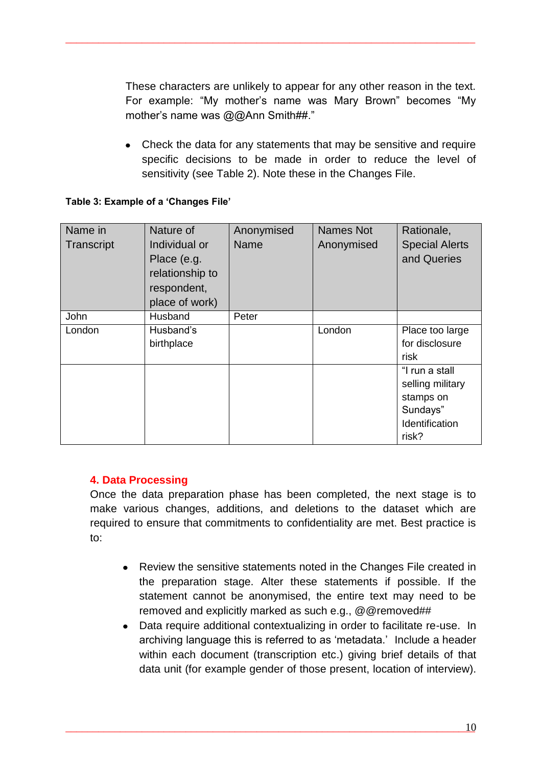These characters are unlikely to appear for any other reason in the text. For example: “My mother’s name was Mary Brown” becomes “My mother’s name was @@Ann Smith##.”

- Check the data for any statements that may be sensitive and require specific decisions to be made in order to reduce the level of sensitivity (see Table 2). Note these in the Changes File.

**Table 3: Example of a ‘Changes File’**

| Name in Transcript | Nature of Individual or Place (e.g. relationship to respondent, place of work) | Anonymised Name | Names Not Anonymised | Rationale, Special Alerts and Queries |
|---|---|---|---|---|
| John | Husband | Peter | | |
| London | Husband’s birthplace | | London | Place too large for disclosure risk |
| | | | | “I run a stall selling military stamps on Sundays” Identification risk? |

## 4. Data Processing

Once the data preparation phase has been completed, the next stage is to make various changes, additions, and deletions to the dataset which are required to ensure that commitments to confidentiality are met. Best practice is to:

- Review the sensitive statements noted in the Changes File created in the preparation stage. Alter these statements if possible. If the statement cannot be anonymised, the entire text may need to be removed and explicitly marked as such e.g., @@removed##
- Data require additional contextualizing in order to facilitate re-use. In archiving language this is referred to as ‘metadata.’ Include a header within each document (transcription etc.) giving brief details of that data unit (for example gender of those present, location of interview).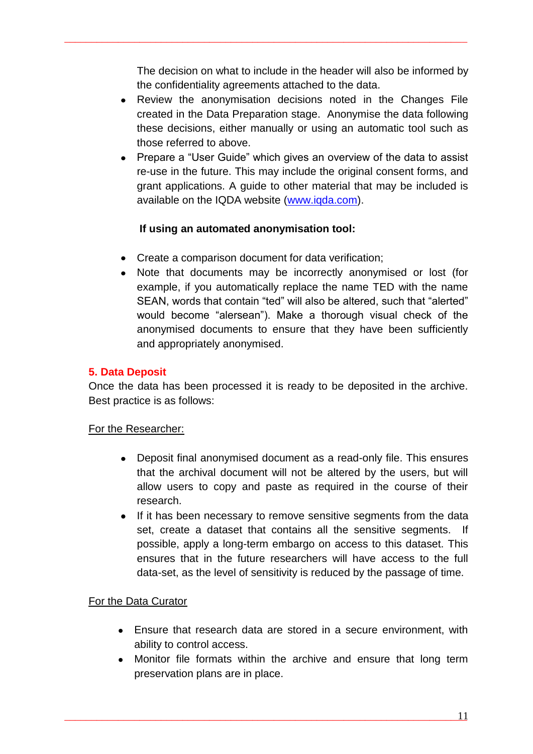The decision on what to include in the header will also be informed by the confidentiality agreements attached to the data.

- Review the anonymisation decisions noted in the Changes File created in the Data Preparation stage. Anonymise the data following these decisions, either manually or using an automatic tool such as those referred to above.
- Prepare a "User Guide" which gives an overview of the data to assist re-use in the future. This may include the original consent forms, and grant applications. A guide to other material that may be included is available on the IQDA website ([www.iqda.com](http://www.iqda.com)).

**If using an automated anonymisation tool:**

- Create a comparison document for data verification;
- Note that documents may be incorrectly anonymised or lost (for example, if you automatically replace the name TED with the name SEAN, words that contain "ted" will also be altered, such that "alerted" would become "alersean"). Make a thorough visual check of the anonymised documents to ensure that they have been sufficiently and appropriately anonymised.

## 5. Data Deposit

Once the data has been processed it is ready to be deposited in the archive. Best practice is as follows:

For the Researcher:

- Deposit final anonymised document as a read-only file. This ensures that the archival document will not be altered by the users, but will allow users to copy and paste as required in the course of their research.
- If it has been necessary to remove sensitive segments from the data set, create a dataset that contains all the sensitive segments. If possible, apply a long-term embargo on access to this dataset. This ensures that in the future researchers will have access to the full data-set, as the level of sensitivity is reduced by the passage of time.

For the Data Curator

- Ensure that research data are stored in a secure environment, with ability to control access.
- Monitor file formats within the archive and ensure that long term preservation plans are in place.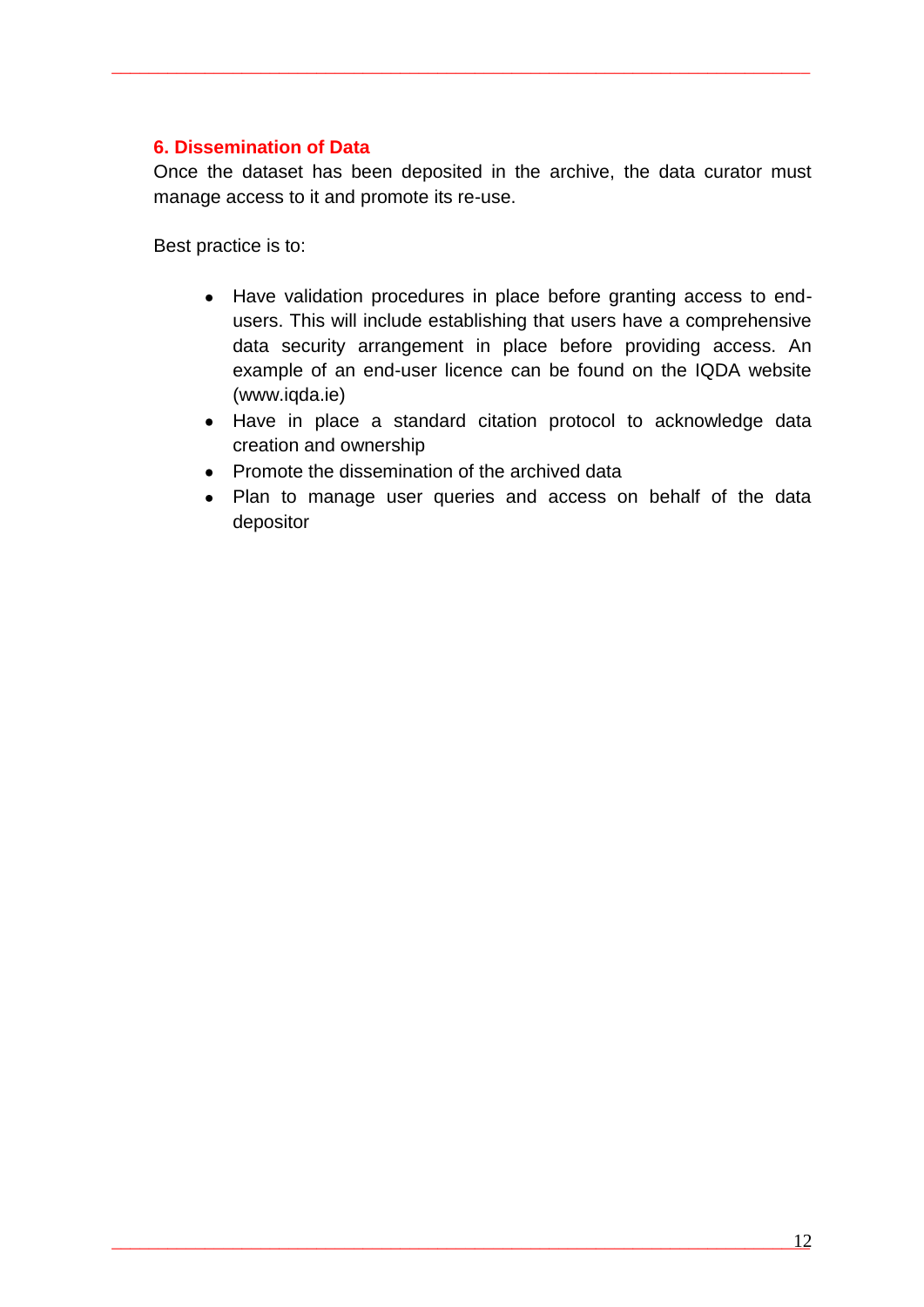## 6. Dissemination of Data

Once the dataset has been deposited in the archive, the data curator must manage access to it and promote its re-use.

Best practice is to:

- Have validation procedures in place before granting access to end-users. This will include establishing that users have a comprehensive data security arrangement in place before providing access. An example of an end-user licence can be found on the IQDA website (www.iqda.ie)
- Have in place a standard citation protocol to acknowledge data creation and ownership
- Promote the dissemination of the archived data
- Plan to manage user queries and access on behalf of the data depositor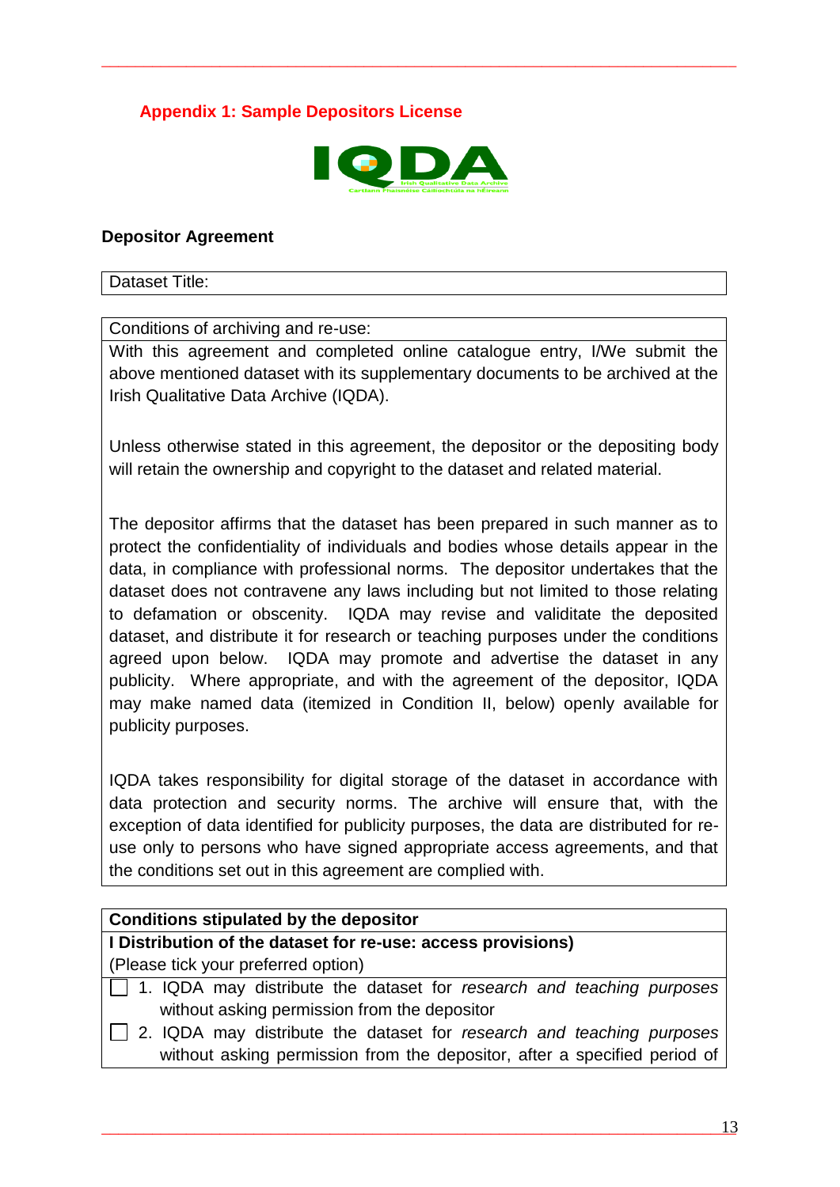## Appendix 1: Sample Depositors License

IQDA
Irish Qualitative Data Archive
Cartlann Fhaisnéise Cáilíochtúla na hÉireann

### Depositor Agreement

| Dataset Title: |
|---|

| Conditions of archiving and re-use: |
|---|
| With this agreement and completed online catalogue entry, I/We submit the above mentioned dataset with its supplementary documents to be archived at the Irish Qualitative Data Archive (IQDA).<br><br>Unless otherwise stated in this agreement, the depositor or the depositing body will retain the ownership and copyright to the dataset and related material.<br><br>The depositor affirms that the dataset has been prepared in such manner as to protect the confidentiality of individuals and bodies whose details appear in the data, in compliance with professional norms. The depositor undertakes that the dataset does not contravene any laws including but not limited to those relating to defamation or obscenity. IQDA may revise and validitate the deposited dataset, and distribute it for research or teaching purposes under the conditions agreed upon below. IQDA may promote and advertise the dataset in any publicity. Where appropriate, and with the agreement of the depositor, IQDA may make named data (itemized in Condition II, below) openly available for publicity purposes.<br><br>IQDA takes responsibility for digital storage of the dataset in accordance with data protection and security norms. The archive will ensure that, with the exception of data identified for publicity purposes, the data are distributed for re-use only to persons who have signed appropriate access agreements, and that the conditions set out in this agreement are complied with. |

| **Conditions stipulated by the depositor** |
|---|
| **I Distribution of the dataset for re-use: access provisions)**<br>(Please tick your preferred option) |
| ☐ 1. IQDA may distribute the dataset for *research and teaching purposes* without asking permission from the depositor<br>☐ 2. IQDA may distribute the dataset for *research and teaching purposes* without asking permission from the depositor, after a specified period of |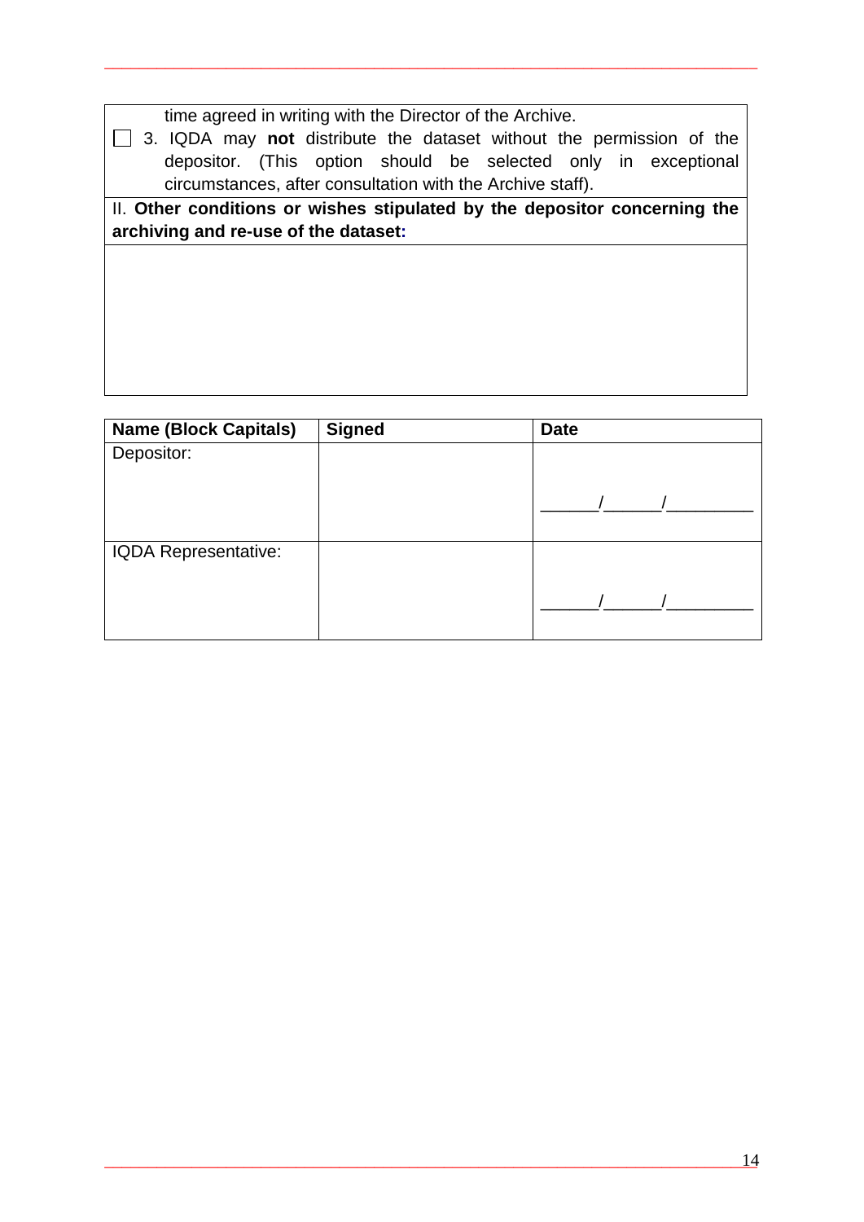time agreed in writing with the Director of the Archive.

☐ 3. IQDA may **not** distribute the dataset without the permission of the depositor. (This option should be selected only in exceptional circumstances, after consultation with the Archive staff).

II. **Other conditions or wishes stipulated by the depositor concerning the archiving and re-use of the dataset:**

| Name (Block Capitals) | Signed | Date |
|---|---|---|
| Depositor: | | ______/______/_________ |
| IQDA Representative: | | ______/______/_________ |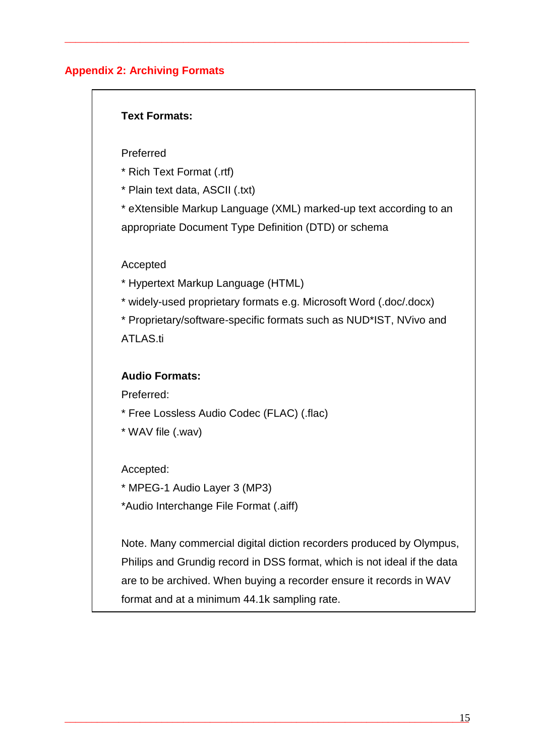## Appendix 2: Archiving Formats

**Text Formats:**

Preferred

* Rich Text Format (.rtf)
* Plain text data, ASCII (.txt)
* eXtensible Markup Language (XML) marked-up text according to an appropriate Document Type Definition (DTD) or schema

Accepted

* Hypertext Markup Language (HTML)
* widely-used proprietary formats e.g. Microsoft Word (.doc/.docx)
* Proprietary/software-specific formats such as NUD*IST, NVivo and ATLAS.ti

**Audio Formats:**

Preferred:

* Free Lossless Audio Codec (FLAC) (.flac)
* WAV file (.wav)

Accepted:

* MPEG-1 Audio Layer 3 (MP3)
* Audio Interchange File Format (.aiff)

Note. Many commercial digital diction recorders produced by Olympus, Philips and Grundig record in DSS format, which is not ideal if the data are to be archived. When buying a recorder ensure it records in WAV format and at a minimum 44.1k sampling rate.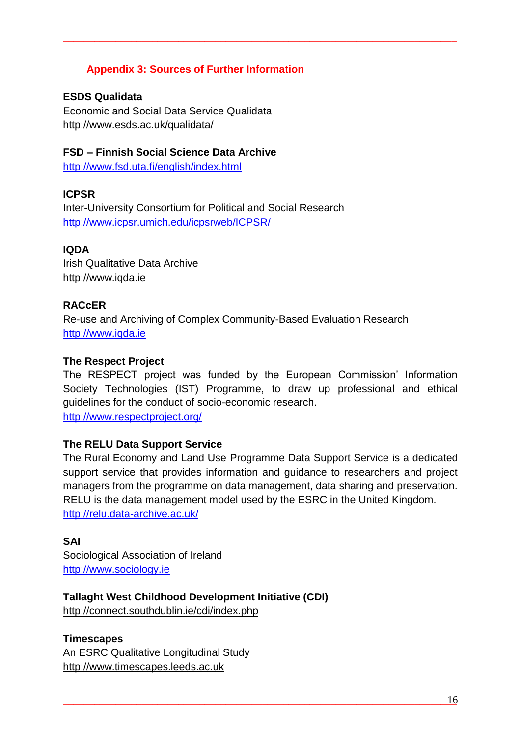## Appendix 3: Sources of Further Information

**ESDS Qualidata**
Economic and Social Data Service Qualidata
http://www.esds.ac.uk/qualidata/

**FSD – Finnish Social Science Data Archive**
http://www.fsd.uta.fi/english/index.html

**ICPSR**
Inter-University Consortium for Political and Social Research
http://www.icpsr.umich.edu/icpsrweb/ICPSR/

**IQDA**
Irish Qualitative Data Archive
http://www.iqda.ie

**RACcER**
Re-use and Archiving of Complex Community-Based Evaluation Research
http://www.iqda.ie

**The Respect Project**
The RESPECT project was funded by the European Commission' Information Society Technologies (IST) Programme, to draw up professional and ethical guidelines for the conduct of socio-economic research.
http://www.respectproject.org/

**The RELU Data Support Service**
The Rural Economy and Land Use Programme Data Support Service is a dedicated support service that provides information and guidance to researchers and project managers from the programme on data management, data sharing and preservation. RELU is the data management model used by the ESRC in the United Kingdom.
http://relu.data-archive.ac.uk/

**SAI**
Sociological Association of Ireland
http://www.sociology.ie

**Tallaght West Childhood Development Initiative (CDI)**
http://connect.southdublin.ie/cdi/index.php

**Timescapes**
An ESRC Qualitative Longitudinal Study
http://www.timescapes.leeds.ac.uk